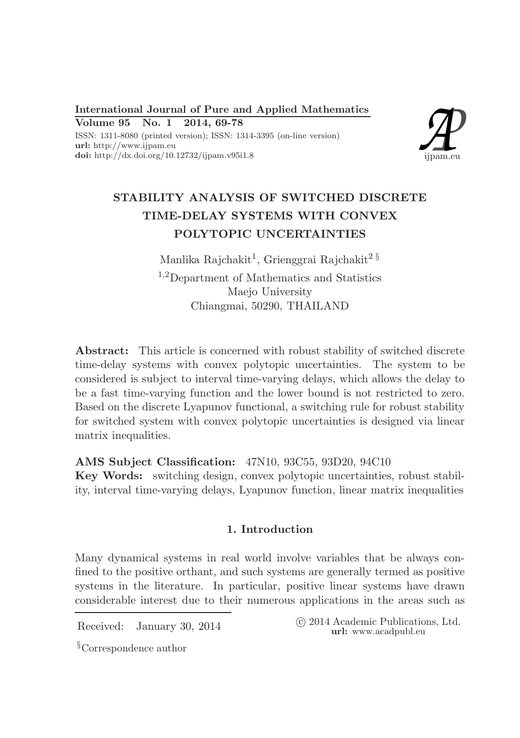International Journal of Pure and Applied Mathematics
Volume 95 No. 1 2014, 69-78
ISSN: 1311-8080 (printed version); ISSN: 1314-3395 (on-line version)
**url:** http://www.ijpam.eu
**doi:** http://dx.doi.org/10.12732/ijpam.v95i1.8

# STABILITY ANALYSIS OF SWITCHED DISCRETE TIME-DELAY SYSTEMS WITH CONVEX POLYTOPIC UNCERTAINTIES

Manlika Rajchakit[1], Grienggrai Rajchakit[2 §]

[1,2]Department of Mathematics and Statistics
Maejo University
Chiangmai, 50290, THAILAND

**Abstract:** This article is concerned with robust stability of switched discrete time-delay systems with convex polytopic uncertainties. The system to be considered is subject to interval time-varying delays, which allows the delay to be a fast time-varying function and the lower bound is not restricted to zero. Based on the discrete Lyapunov functional, a switching rule for robust stability for switched system with convex polytopic uncertainties is designed via linear matrix inequalities.

**AMS Subject Classification:** 47N10, 93C55, 93D20, 94C10

**Key Words:** switching design, convex polytopic uncertainties, robust stability, interval time-varying delays, Lyapunov function, linear matrix inequalities

## 1. Introduction

Many dynamical systems in real world involve variables that be always confined to the positive orthant, and such systems are generally termed as positive systems in the literature. In particular, positive linear systems have drawn considerable interest due to their numerous applications in the areas such as

Received: January 30, 2014

© 2014 Academic Publications, Ltd.
**url:** www.acadpubl.eu

[§]Correspondence author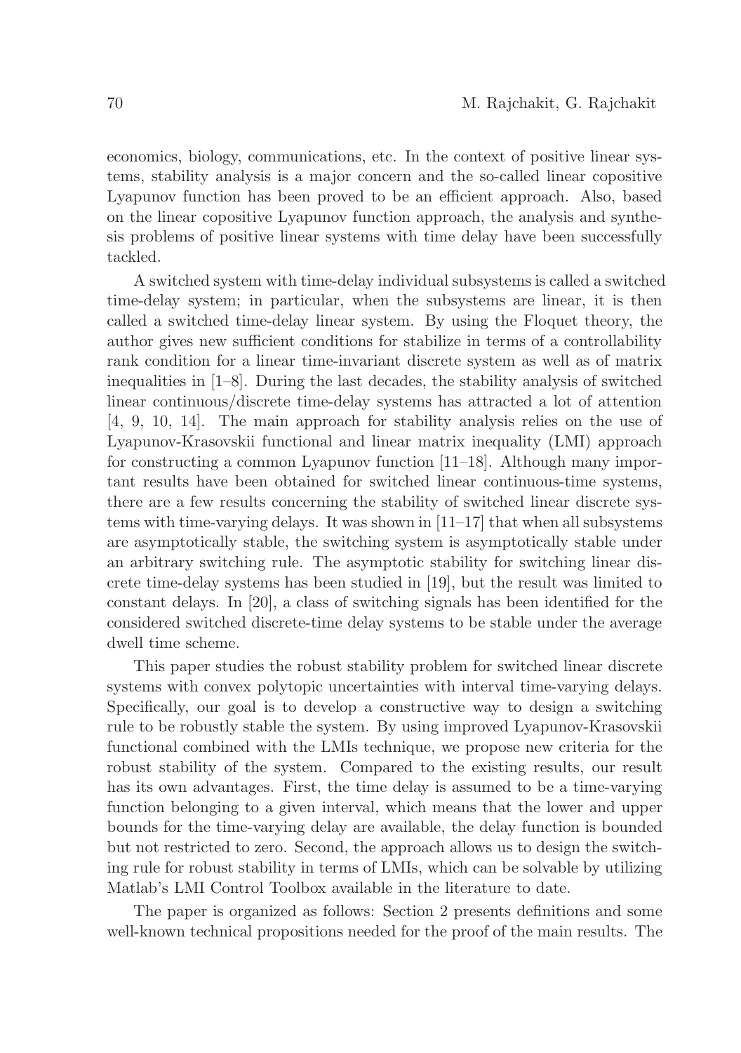economics, biology, communications, etc. In the context of positive linear systems, stability analysis is a major concern and the so-called linear copositive Lyapunov function has been proved to be an efficient approach. Also, based on the linear copositive Lyapunov function approach, the analysis and synthesis problems of positive linear systems with time delay have been successfully tackled.

A switched system with time-delay individual subsystems is called a switched time-delay system; in particular, when the subsystems are linear, it is then called a switched time-delay linear system. By using the Floquet theory, the author gives new sufficient conditions for stabilize in terms of a controllability rank condition for a linear time-invariant discrete system as well as of matrix inequalities in [1–8]. During the last decades, the stability analysis of switched linear continuous/discrete time-delay systems has attracted a lot of attention [4, 9, 10, 14]. The main approach for stability analysis relies on the use of Lyapunov-Krasovskii functional and linear matrix inequality (LMI) approach for constructing a common Lyapunov function [11–18]. Although many important results have been obtained for switched linear continuous-time systems, there are a few results concerning the stability of switched linear discrete systems with time-varying delays. It was shown in [11–17] that when all subsystems are asymptotically stable, the switching system is asymptotically stable under an arbitrary switching rule. The asymptotic stability for switching linear discrete time-delay systems has been studied in [19], but the result was limited to constant delays. In [20], a class of switching signals has been identified for the considered switched discrete-time delay systems to be stable under the average dwell time scheme.

This paper studies the robust stability problem for switched linear discrete systems with convex polytopic uncertainties with interval time-varying delays. Specifically, our goal is to develop a constructive way to design a switching rule to be robustly stable the system. By using improved Lyapunov-Krasovskii functional combined with the LMIs technique, we propose new criteria for the robust stability of the system. Compared to the existing results, our result has its own advantages. First, the time delay is assumed to be a time-varying function belonging to a given interval, which means that the lower and upper bounds for the time-varying delay are available, the delay function is bounded but not restricted to zero. Second, the approach allows us to design the switching rule for robust stability in terms of LMIs, which can be solvable by utilizing Matlab's LMI Control Toolbox available in the literature to date.

The paper is organized as follows: Section 2 presents definitions and some well-known technical propositions needed for the proof of the main results. The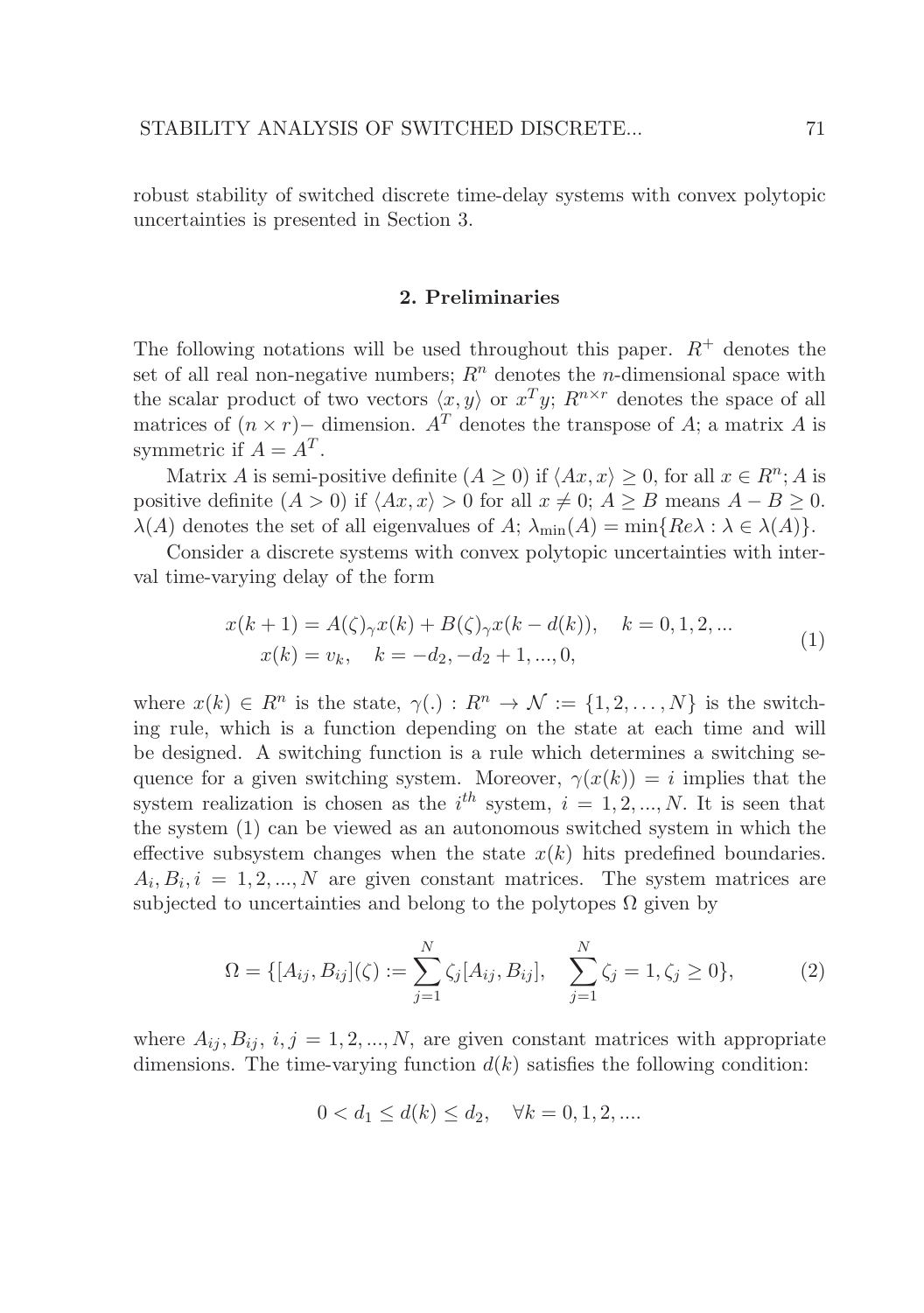robust stability of switched discrete time-delay systems with convex polytopic uncertainties is presented in Section 3.

## 2. Preliminaries

The following notations will be used throughout this paper. $R^+$ denotes the set of all real non-negative numbers; $R^n$ denotes the $n$-dimensional space with the scalar product of two vectors $\langle x, y \rangle$ or $x^T y$; $R^{n \times r}$ denotes the space of all matrices of $(n \times r)-$ dimension. $A^T$ denotes the transpose of $A$; a matrix $A$ is symmetric if $A = A^T$.

Matrix $A$ is semi-positive definite ($A \geq 0$) if $\langle Ax, x \rangle \geq 0$, for all $x \in R^n$; $A$ is positive definite ($A > 0$) if $\langle Ax, x \rangle > 0$ for all $x \neq 0$; $A \geq B$ means $A - B \geq 0$. $\lambda(A)$ denotes the set of all eigenvalues of $A$; $\lambda_{\min}(A) = \min\{Re\lambda : \lambda \in \lambda(A)\}$.

Consider a discrete systems with convex polytopic uncertainties with interval time-varying delay of the form

$$
\begin{aligned}
x(k+1) &= A(\zeta)_\gamma x(k) + B(\zeta)_\gamma x(k - d(k)), \quad k = 0, 1, 2, ... \\
x(k) &= v_k, \quad k = -d_2, -d_2 + 1, ..., 0,
\end{aligned}
\tag{1}
$$

where $x(k) \in R^n$ is the state, $\gamma(.) : R^n \to \mathcal{N} := \{1, 2, \ldots, N\}$ is the switching rule, which is a function depending on the state at each time and will be designed. A switching function is a rule which determines a switching sequence for a given switching system. Moreover, $\gamma(x(k)) = i$ implies that the system realization is chosen as the $i^{th}$ system, $i = 1, 2, ..., N$. It is seen that the system (1) can be viewed as an autonomous switched system in which the effective subsystem changes when the state $x(k)$ hits predefined boundaries. $A_i, B_i, i = 1, 2, ..., N$ are given constant matrices. The system matrices are subjected to uncertainties and belong to the polytopes $\Omega$ given by

$$
\Omega = \{[A_{ij}, B_{ij}](\zeta) := \sum_{j=1}^{N} \zeta_j [A_{ij}, B_{ij}], \quad \sum_{j=1}^{N} \zeta_j = 1, \zeta_j \geq 0\},
\tag{2}
$$

where $A_{ij}, B_{ij}$, $i, j = 1, 2, ..., N$, are given constant matrices with appropriate dimensions. The time-varying function $d(k)$ satisfies the following condition:

$$
0 < d_1 \leq d(k) \leq d_2, \quad \forall k = 0, 1, 2, ....
$$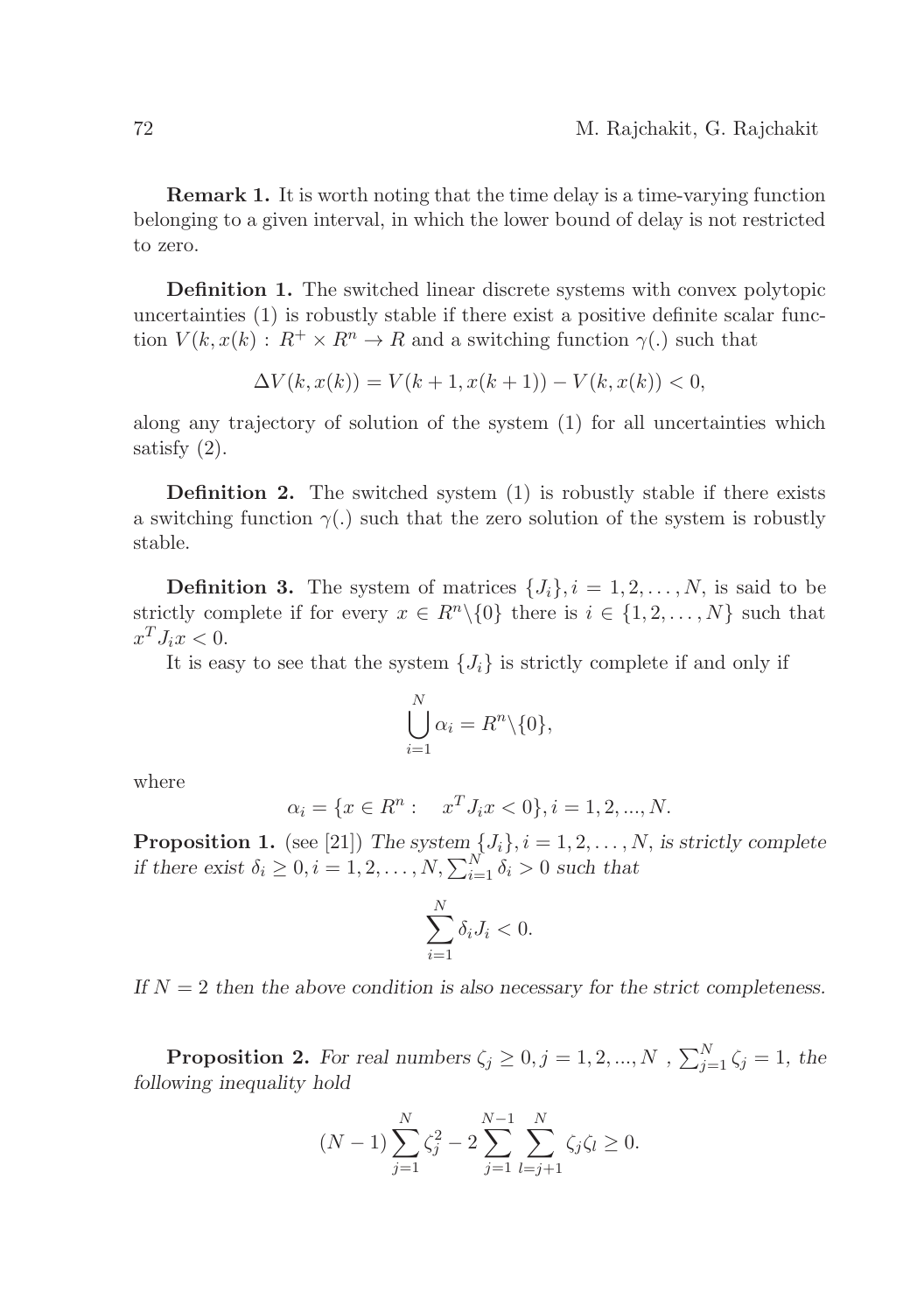**Remark 1.** It is worth noting that the time delay is a time-varying function belonging to a given interval, in which the lower bound of delay is not restricted to zero.

**Definition 1.** The switched linear discrete systems with convex polytopic uncertainties (1) is robustly stable if there exist a positive definite scalar function $V(k, x(k) : R^+ \times R^n \to R$ and a switching function $\gamma(.)$ such that

$$\Delta V(k, x(k)) = V(k+1, x(k+1)) - V(k, x(k)) < 0,$$

along any trajectory of solution of the system (1) for all uncertainties which satisfy (2).

**Definition 2.** The switched system (1) is robustly stable if there exists a switching function $\gamma(.)$ such that the zero solution of the system is robustly stable.

**Definition 3.** The system of matrices $\{J_i\}, i = 1, 2, \ldots, N$, is said to be strictly complete if for every $x \in R^n \backslash \{0\}$ there is $i \in \{1, 2, \ldots, N\}$ such that $x^T J_i x < 0$.

It is easy to see that the system $\{J_i\}$ is strictly complete if and only if

$$\bigcup_{i=1}^{N} \alpha_i = R^n \backslash \{0\},$$

where

$$\alpha_i = \{x \in R^n : \quad x^T J_i x < 0\}, i = 1, 2, ..., N.$$

**Proposition 1.** (see [21]) *The system $\{J_i\}, i = 1, 2, \ldots, N$, is strictly complete if there exist $\delta_i \geq 0, i = 1, 2, \ldots, N, \sum_{i=1}^{N} \delta_i > 0$ such that*

$$\sum_{i=1}^{N} \delta_i J_i < 0.$$

*If $N = 2$ then the above condition is also necessary for the strict completeness.*

**Proposition 2.** *For real numbers $\zeta_j \geq 0, j = 1, 2, ..., N$ , $\sum_{j=1}^{N} \zeta_j = 1$, the following inequality hold*

$$(N-1) \sum_{j=1}^{N} \zeta_j^2 - 2 \sum_{j=1}^{N-1} \sum_{l=j+1}^{N} \zeta_j \zeta_l \geq 0.$$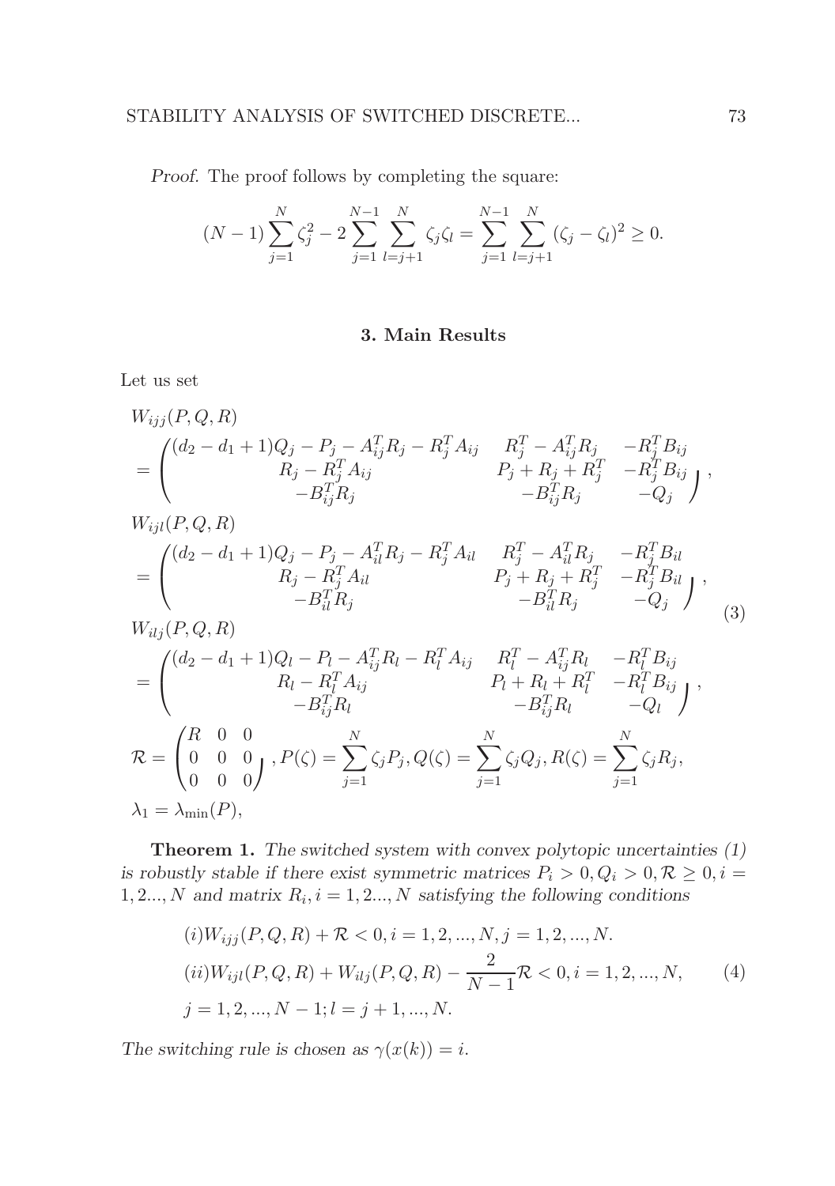*Proof.* The proof follows by completing the square:

$$(N-1)\sum_{j=1}^{N}\zeta_j^2 - 2\sum_{j=1}^{N-1}\sum_{l=j+1}^{N}\zeta_j\zeta_l = \sum_{j=1}^{N-1}\sum_{l=j+1}^{N}(\zeta_j-\zeta_l)^2 \geq 0.$$

## 3. Main Results

Let us set

$$
\begin{aligned}
&W_{ijj}(P,Q,R)\\
&= \begin{pmatrix} (d_2-d_1+1)Q_j - P_j - A_{ij}^T R_j - R_j^T A_{ij} & R_j^T - A_{ij}^T R_j & -R_j^T B_{ij} \\ R_j - R_j^T A_{ij} & P_j + R_j + R_j^T & -R_j^T B_{ij} \\ -B_{ij}^T R_j & -B_{ij}^T R_j & -Q_j \end{pmatrix},\\
&W_{ijl}(P,Q,R)\\
&= \begin{pmatrix} (d_2-d_1+1)Q_j - P_j - A_{il}^T R_j - R_j^T A_{il} & R_j^T - A_{il}^T R_j & -R_j^T B_{il} \\ R_j - R_j^T A_{il} & P_j + R_j + R_j^T & -R_j^T B_{il} \\ -B_{il}^T R_j & -B_{il}^T R_j & -Q_j \end{pmatrix},\\
&W_{ilj}(P,Q,R)\\
&= \begin{pmatrix} (d_2-d_1+1)Q_l - P_l - A_{ij}^T R_l - R_l^T A_{ij} & R_l^T - A_{ij}^T R_l & -R_l^T B_{ij} \\ R_l - R_l^T A_{ij} & P_l + R_l + R_l^T & -R_l^T B_{ij} \\ -B_{ij}^T R_l & -B_{ij}^T R_l & -Q_l \end{pmatrix},\\
&\mathcal{R} = \begin{pmatrix} R & 0 & 0 \\ 0 & 0 & 0 \\ 0 & 0 & 0 \end{pmatrix}, P(\zeta) = \sum_{j=1}^{N}\zeta_j P_j, Q(\zeta) = \sum_{j=1}^{N}\zeta_j Q_j, R(\zeta) = \sum_{j=1}^{N}\zeta_j R_j,\\
&\lambda_1 = \lambda_{\min}(P),
\end{aligned}
\tag{3}
$$

**Theorem 1.** *The switched system with convex polytopic uncertainties (1) is robustly stable if there exist symmetric matrices $P_i > 0, Q_i > 0, \mathcal{R} \geq 0, i = 1, 2..., N$ and matrix $R_i, i = 1, 2..., N$ satisfying the following conditions*

$$
\begin{aligned}
&(i) W_{ijj}(P,Q,R) + \mathcal{R} < 0, i = 1, 2, ..., N, j = 1, 2, ..., N.\\
&(ii) W_{ijl}(P,Q,R) + W_{ilj}(P,Q,R) - \frac{2}{N-1}\mathcal{R} < 0, i = 1, 2, ..., N,\\
&j = 1, 2, ..., N-1; l = j+1, ..., N.
\end{aligned}
\tag{4}
$$

*The switching rule is chosen as $\gamma(x(k)) = i$.*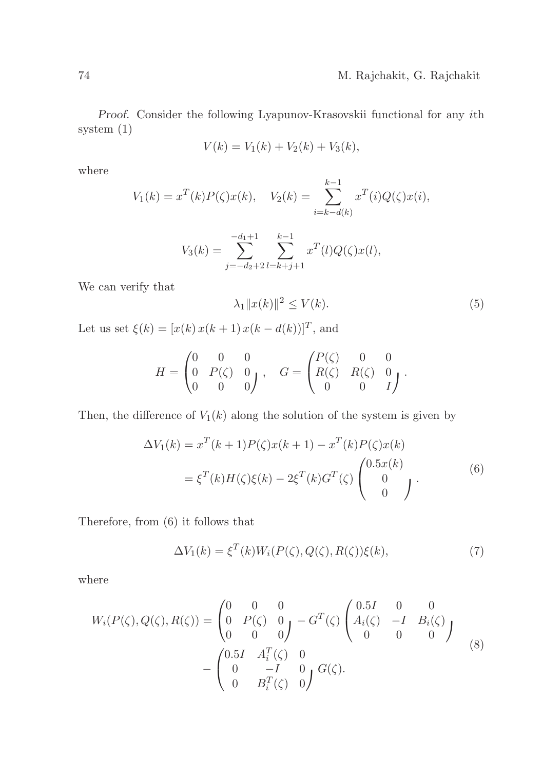*Proof.* Consider the following Lyapunov-Krasovskii functional for any $i$th system (1)

$$V(k) = V_1(k) + V_2(k) + V_3(k),$$

where

$$V_1(k) = x^T(k)P(\zeta)x(k), \quad V_2(k) = \sum_{i=k-d(k)}^{k-1} x^T(i)Q(\zeta)x(i),$$

$$V_3(k) = \sum_{j=-d_2+2}^{-d_1+1} \sum_{l=k+j+1}^{k-1} x^T(l)Q(\zeta)x(l),$$

We can verify that

$$\lambda_1 \|x(k)\|^2 \leq V(k). \tag{5}$$

Let us set $\xi(k) = [x(k)\, x(k+1)\, x(k-d(k))]^T$, and

$$H = \begin{pmatrix} 0 & 0 & 0 \\ 0 & P(\zeta) & 0 \\ 0 & 0 & 0 \end{pmatrix}, \quad G = \begin{pmatrix} P(\zeta) & 0 & 0 \\ R(\zeta) & R(\zeta) & 0 \\ 0 & 0 & I \end{pmatrix}.$$

Then, the difference of $V_1(k)$ along the solution of the system is given by

$$\begin{aligned} \Delta V_1(k) &= x^T(k+1)P(\zeta)x(k+1) - x^T(k)P(\zeta)x(k) \\ &= \xi^T(k)H(\zeta)\xi(k) - 2\xi^T(k)G^T(\zeta)\begin{pmatrix} 0.5x(k) \\ 0 \\ 0 \end{pmatrix}. \end{aligned} \tag{6}$$

Therefore, from (6) it follows that

$$\Delta V_1(k) = \xi^T(k)W_i(P(\zeta), Q(\zeta), R(\zeta))\xi(k), \tag{7}$$

where

$$\begin{aligned} W_i(P(\zeta), Q(\zeta), R(\zeta)) &= \begin{pmatrix} 0 & 0 & 0 \\ 0 & P(\zeta) & 0 \\ 0 & 0 & 0 \end{pmatrix} - G^T(\zeta)\begin{pmatrix} 0.5I & 0 & 0 \\ A_i(\zeta) & -I & B_i(\zeta) \\ 0 & 0 & 0 \end{pmatrix} \\ &\quad - \begin{pmatrix} 0.5I & A_i^T(\zeta) & 0 \\ 0 & -I & 0 \\ 0 & B_i^T(\zeta) & 0 \end{pmatrix} G(\zeta). \end{aligned} \tag{8}$$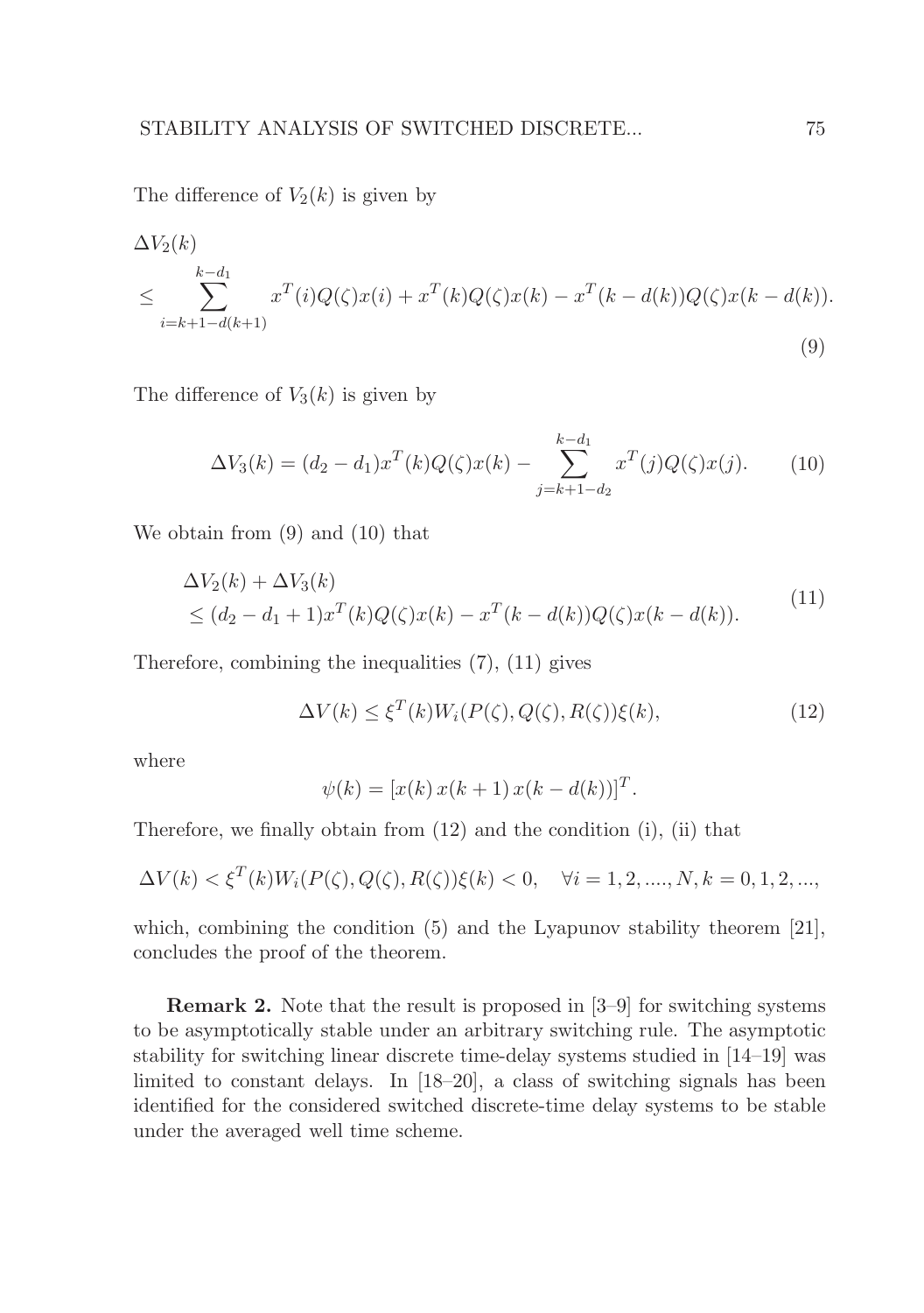The difference of $V_2(k)$ is given by

$$
\begin{aligned}
&\Delta V_2(k) \\
&\leq \sum_{i=k+1-d(k+1)}^{k-d_1} x^T(i)Q(\zeta)x(i) + x^T(k)Q(\zeta)x(k) - x^T(k-d(k))Q(\zeta)x(k-d(k)).
\end{aligned}
\tag{9}
$$

The difference of $V_3(k)$ is given by

$$
\Delta V_3(k) = (d_2 - d_1)x^T(k)Q(\zeta)x(k) - \sum_{j=k+1-d_2}^{k-d_1} x^T(j)Q(\zeta)x(j). \tag{10}
$$

We obtain from (9) and (10) that

$$
\begin{aligned}
&\Delta V_2(k) + \Delta V_3(k) \\
&\leq (d_2 - d_1 + 1)x^T(k)Q(\zeta)x(k) - x^T(k-d(k))Q(\zeta)x(k-d(k)).
\end{aligned}
\tag{11}
$$

Therefore, combining the inequalities (7), (11) gives

$$
\Delta V(k) \leq \xi^T(k)W_i(P(\zeta), Q(\zeta), R(\zeta))\xi(k), \tag{12}
$$

where

$$
\psi(k) = [x(k)\, x(k+1)\, x(k-d(k))]^T.
$$

Therefore, we finally obtain from (12) and the condition (i), (ii) that

$$
\Delta V(k) < \xi^T(k)W_i(P(\zeta), Q(\zeta), R(\zeta))\xi(k) < 0, \quad \forall i = 1, 2, ...., N, k = 0, 1, 2, ...,
$$

which, combining the condition (5) and the Lyapunov stability theorem [21], concludes the proof of the theorem.

**Remark 2.** Note that the result is proposed in [3–9] for switching systems to be asymptotically stable under an arbitrary switching rule. The asymptotic stability for switching linear discrete time-delay systems studied in [14–19] was limited to constant delays. In [18–20], a class of switching signals has been identified for the considered switched discrete-time delay systems to be stable under the averaged well time scheme.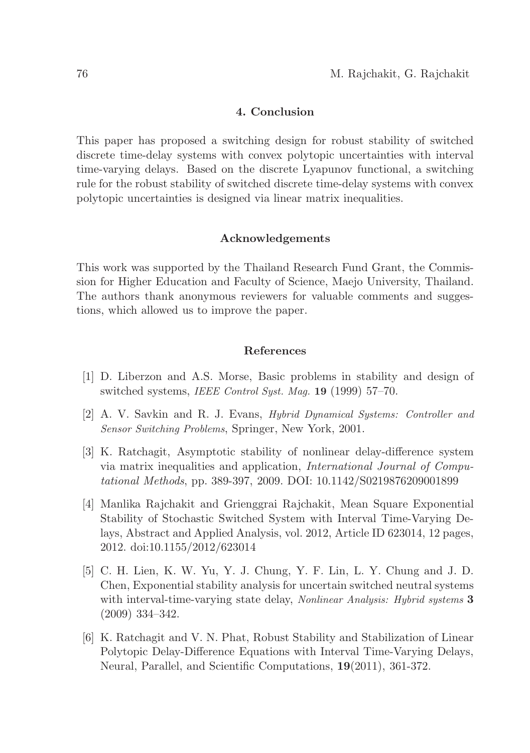## 4. Conclusion

This paper has proposed a switching design for robust stability of switched discrete time-delay systems with convex polytopic uncertainties with interval time-varying delays. Based on the discrete Lyapunov functional, a switching rule for the robust stability of switched discrete time-delay systems with convex polytopic uncertainties is designed via linear matrix inequalities.

## Acknowledgements

This work was supported by the Thailand Research Fund Grant, the Commission for Higher Education and Faculty of Science, Maejo University, Thailand. The authors thank anonymous reviewers for valuable comments and suggestions, which allowed us to improve the paper.

## References

[1] D. Liberzon and A.S. Morse, Basic problems in stability and design of switched systems, *IEEE Control Syst. Mag.* **19** (1999) 57–70.

[2] A. V. Savkin and R. J. Evans, *Hybrid Dynamical Systems: Controller and Sensor Switching Problems*, Springer, New York, 2001.

[3] K. Ratchagit, Asymptotic stability of nonlinear delay-difference system via matrix inequalities and application, *International Journal of Computational Methods*, pp. 389-397, 2009. DOI: 10.1142/S0219876209001899

[4] Manlika Rajchakit and Grienggrai Rajchakit, Mean Square Exponential Stability of Stochastic Switched System with Interval Time-Varying Delays, Abstract and Applied Analysis, vol. 2012, Article ID 623014, 12 pages, 2012. doi:10.1155/2012/623014

[5] C. H. Lien, K. W. Yu, Y. J. Chung, Y. F. Lin, L. Y. Chung and J. D. Chen, Exponential stability analysis for uncertain switched neutral systems with interval-time-varying state delay, *Nonlinear Analysis: Hybrid systems* **3** (2009) 334–342.

[6] K. Ratchagit and V. N. Phat, Robust Stability and Stabilization of Linear Polytopic Delay-Difference Equations with Interval Time-Varying Delays, Neural, Parallel, and Scientific Computations, **19**(2011), 361-372.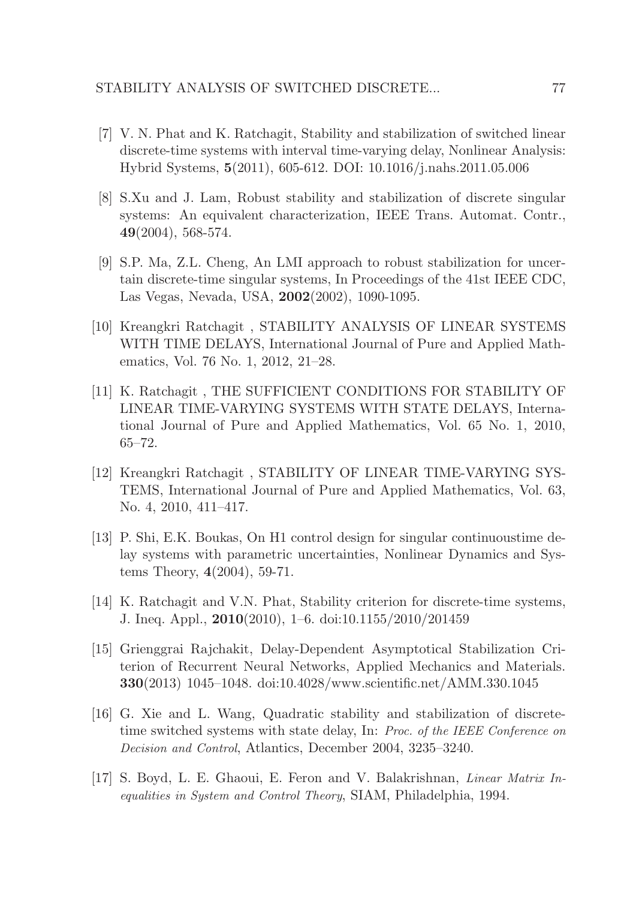[7] V. N. Phat and K. Ratchagit, Stability and stabilization of switched linear discrete-time systems with interval time-varying delay, Nonlinear Analysis: Hybrid Systems, **5**(2011), 605-612. DOI: 10.1016/j.nahs.2011.05.006

[8] S.Xu and J. Lam, Robust stability and stabilization of discrete singular systems: An equivalent characterization, IEEE Trans. Automat. Contr., **49**(2004), 568-574.

[9] S.P. Ma, Z.L. Cheng, An LMI approach to robust stabilization for uncertain discrete-time singular systems, In Proceedings of the 41st IEEE CDC, Las Vegas, Nevada, USA, **2002**(2002), 1090-1095.

[10] Kreangkri Ratchagit , STABILITY ANALYSIS OF LINEAR SYSTEMS WITH TIME DELAYS, International Journal of Pure and Applied Mathematics, Vol. 76 No. 1, 2012, 21–28.

[11] K. Ratchagit , THE SUFFICIENT CONDITIONS FOR STABILITY OF LINEAR TIME-VARYING SYSTEMS WITH STATE DELAYS, International Journal of Pure and Applied Mathematics, Vol. 65 No. 1, 2010, 65–72.

[12] Kreangkri Ratchagit , STABILITY OF LINEAR TIME-VARYING SYSTEMS, International Journal of Pure and Applied Mathematics, Vol. 63, No. 4, 2010, 411–417.

[13] P. Shi, E.K. Boukas, On H1 control design for singular continuoustime delay systems with parametric uncertainties, Nonlinear Dynamics and Systems Theory, **4**(2004), 59-71.

[14] K. Ratchagit and V.N. Phat, Stability criterion for discrete-time systems, J. Ineq. Appl., **2010**(2010), 1–6. doi:10.1155/2010/201459

[15] Grienggrai Rajchakit, Delay-Dependent Asymptotical Stabilization Criterion of Recurrent Neural Networks, Applied Mechanics and Materials. **330**(2013) 1045–1048. doi:10.4028/www.scientific.net/AMM.330.1045

[16] G. Xie and L. Wang, Quadratic stability and stabilization of discrete-time switched systems with state delay, In: *Proc. of the IEEE Conference on Decision and Control*, Atlantics, December 2004, 3235–3240.

[17] S. Boyd, L. E. Ghaoui, E. Feron and V. Balakrishnan, *Linear Matrix Inequalities in System and Control Theory*, SIAM, Philadelphia, 1994.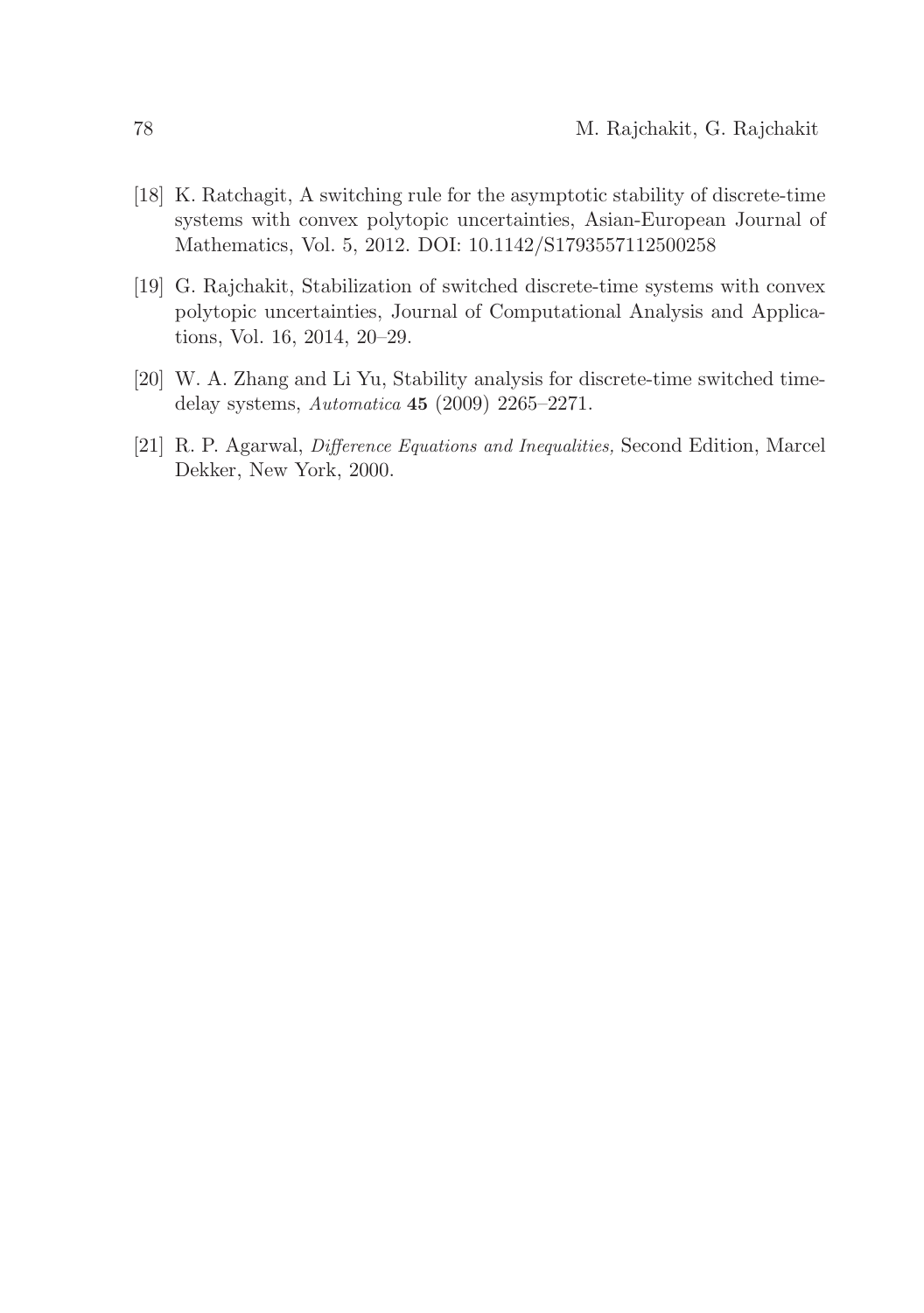[18] K. Ratchagit, A switching rule for the asymptotic stability of discrete-time systems with convex polytopic uncertainties, Asian-European Journal of Mathematics, Vol. 5, 2012. DOI: 10.1142/S1793557112500258

[19] G. Rajchakit, Stabilization of switched discrete-time systems with convex polytopic uncertainties, Journal of Computational Analysis and Applications, Vol. 16, 2014, 20–29.

[20] W. A. Zhang and Li Yu, Stability analysis for discrete-time switched time-delay systems, *Automatica* **45** (2009) 2265–2271.

[21] R. P. Agarwal, *Difference Equations and Inequalities,* Second Edition, Marcel Dekker, New York, 2000.